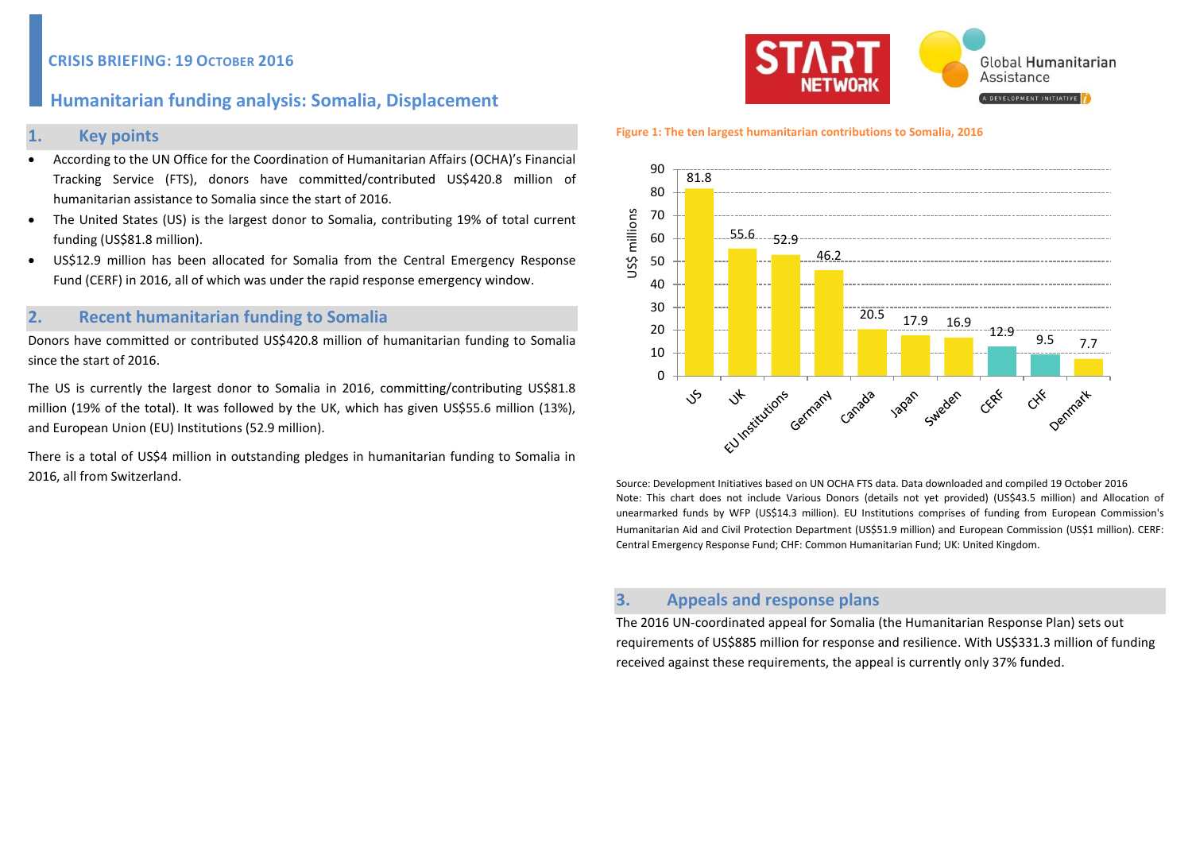CRISIS BRIEFING: 19 OCTOBER 2016

# Humanitarian funding analysis: Somalia, Displacement

## 1. Key points

- According to the UN Office for the Coordination of Humanitarian Affairs (OCHA)'s Financial Tracking Service (FTS), donors have committed/contributed US$420.8 million of humanitarian assistance to Somalia since the start of 2016.
- The United States (US) is the largest donor to Somalia, contributing 19% of total current funding (US$81.8 million).
- US$12.9 million has been allocated for Somalia from the Central Emergency Response Fund (CERF) in 2016, all of which was under the rapid response emergency window.

## 2. Recent humanitarian funding to Somalia

Donors have committed or contributed US$420.8 million of humanitarian funding to Somalia since the start of 2016.

The US is currently the largest donor to Somalia in 2016, committing/contributing US$81.8 million (19% of the total). It was followed by the UK, which has given US$55.6 million (13%), and European Union (EU) Institutions (52.9 million).

There is a total of US$4 million in outstanding pledges in humanitarian funding to Somalia in 2016, all from Switzerland.

**Figure 1: The ten largest humanitarian contributions to Somalia, 2016**

| Donor | US$ millions |
|---|---|
| US | 81.8 |
| UK | 55.6 |
| EU Institutions | 52.9 |
| Germany | 46.2 |
| Canada | 20.5 |
| Japan | 17.9 |
| Sweden | 16.9 |
| CERF | 12.9 |
| CHF | 9.5 |
| Denmark | 7.7 |

Source: Development Initiatives based on UN OCHA FTS data. Data downloaded and compiled 19 October 2016
Note: This chart does not include Various Donors (details not yet provided) (US$43.5 million) and Allocation of unearmarked funds by WFP (US$14.3 million). EU Institutions comprises of funding from European Commission's Humanitarian Aid and Civil Protection Department (US$51.9 million) and European Commission (US$1 million). CERF: Central Emergency Response Fund; CHF: Common Humanitarian Fund; UK: United Kingdom.

## 3. Appeals and response plans

The 2016 UN-coordinated appeal for Somalia (the Humanitarian Response Plan) sets out requirements of US$885 million for response and resilience. With US$331.3 million of funding received against these requirements, the appeal is currently only 37% funded.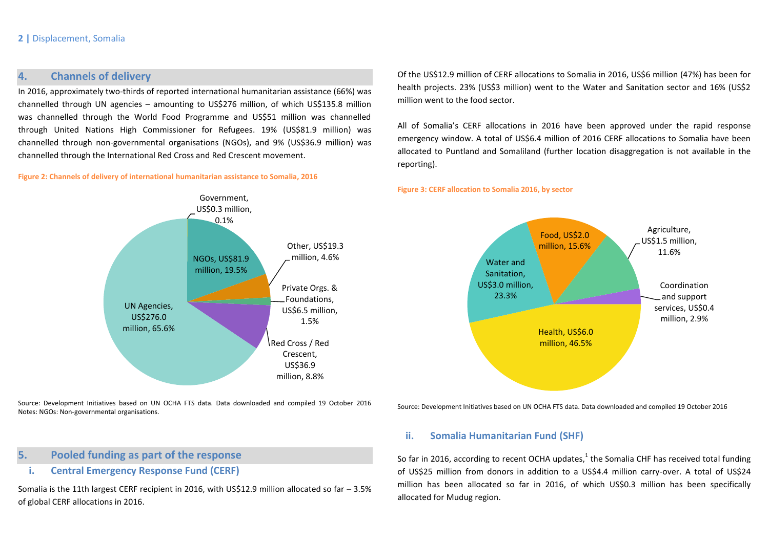## 4. Channels of delivery

In 2016, approximately two-thirds of reported international humanitarian assistance (66%) was channelled through UN agencies – amounting to US$276 million, of which US$135.8 million was channelled through the World Food Programme and US$51 million was channelled through United Nations High Commissioner for Refugees. 19% (US$81.9 million) was channelled through non-governmental organisations (NGOs), and 9% (US$36.9 million) was channelled through the International Red Cross and Red Crescent movement.

**Figure 2: Channels of delivery of international humanitarian assistance to Somalia, 2016**

| Channel | US$ million | Share |
|---|---|---|
| UN Agencies | 276.0 | 65.6% |
| NGOs | 81.9 | 19.5% |
| Red Cross / Red Crescent | 36.9 | 8.8% |
| Other | 19.3 | 4.6% |
| Private Orgs. & Foundations | 6.5 | 1.5% |
| Government | 0.3 | 0.1% |

Source: Development Initiatives based on UN OCHA FTS data. Data downloaded and compiled 19 October 2016
Notes: NGOs: Non-governmental organisations.

## 5. Pooled funding as part of the response

### i. Central Emergency Response Fund (CERF)

Somalia is the 11th largest CERF recipient in 2016, with US$12.9 million allocated so far – 3.5% of global CERF allocations in 2016.

Of the US$12.9 million of CERF allocations to Somalia in 2016, US$6 million (47%) has been for health projects. 23% (US$3 million) went to the Water and Sanitation sector and 16% (US$2 million went to the food sector.

All of Somalia's CERF allocations in 2016 have been approved under the rapid response emergency window. A total of US$6.4 million of 2016 CERF allocations to Somalia have been allocated to Puntland and Somaliland (further location disaggregation is not available in the reporting).

**Figure 3: CERF allocation to Somalia 2016, by sector**

| Sector | US$ million | Share |
|---|---|---|
| Health | 6.0 | 46.5% |
| Water and Sanitation | 3.0 | 23.3% |
| Food | 2.0 | 15.6% |
| Agriculture | 1.5 | 11.6% |
| Coordination and support services | 0.4 | 2.9% |

Source: Development Initiatives based on UN OCHA FTS data. Data downloaded and compiled 19 October 2016

### ii. Somalia Humanitarian Fund (SHF)

So far in 2016, according to recent OCHA updates,[1] the Somalia CHF has received total funding of US$25 million from donors in addition to a US$4.4 million carry-over. A total of US$24 million has been allocated so far in 2016, of which US$0.3 million has been specifically allocated for Mudug region.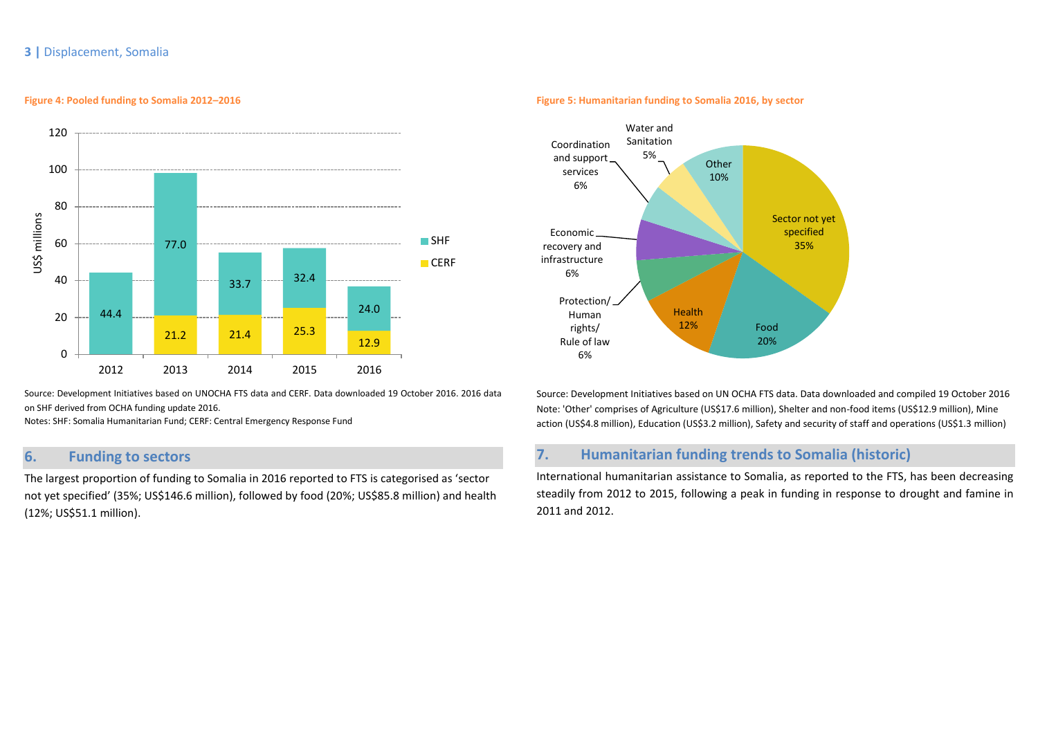**Figure 4: Pooled funding to Somalia 2012–2016**

| US$ millions | 2012 | 2013 | 2014 | 2015 | 2016 |
|---|---|---|---|---|---|
| SHF | 44.4 | 77.0 | 33.7 | 32.4 | 24.0 |
| CERF | | 21.2 | 21.4 | 25.3 | 12.9 |

Source: Development Initiatives based on UNOCHA FTS data and CERF. Data downloaded 19 October 2016. 2016 data on SHF derived from OCHA funding update 2016.
Notes: SHF: Somalia Humanitarian Fund; CERF: Central Emergency Response Fund

**Figure 5: Humanitarian funding to Somalia 2016, by sector**

| Sector | Share |
|---|---|
| Sector not yet specified | 35% |
| Food | 20% |
| Health | 12% |
| Protection/ Human rights/ Rule of law | 6% |
| Economic recovery and infrastructure | 6% |
| Coordination and support services | 6% |
| Water and Sanitation | 5% |
| Other | 10% |

Source: Development Initiatives based on UN OCHA FTS data. Data downloaded and compiled 19 October 2016
Note: 'Other' comprises of Agriculture (US$17.6 million), Shelter and non-food items (US$12.9 million), Mine action (US$4.8 million), Education (US$3.2 million), Safety and security of staff and operations (US$1.3 million)

## 6. Funding to sectors

The largest proportion of funding to Somalia in 2016 reported to FTS is categorised as 'sector not yet specified' (35%; US$146.6 million), followed by food (20%; US$85.8 million) and health (12%; US$51.1 million).

## 7. Humanitarian funding trends to Somalia (historic)

International humanitarian assistance to Somalia, as reported to the FTS, has been decreasing steadily from 2012 to 2015, following a peak in funding in response to drought and famine in 2011 and 2012.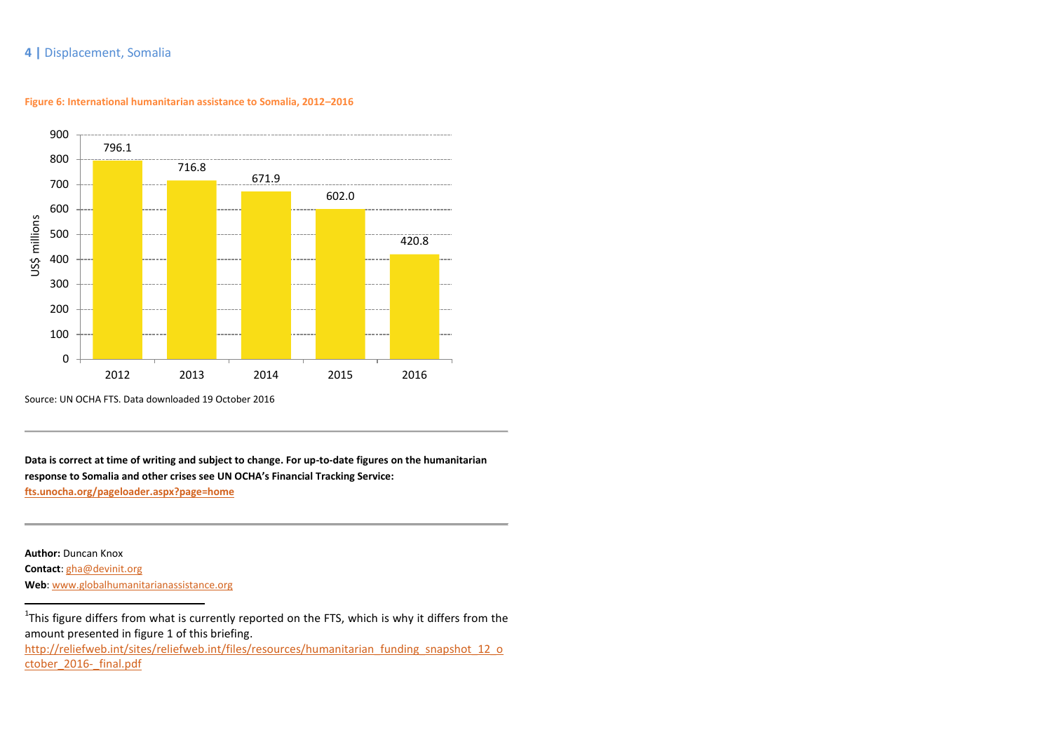**Figure 6: International humanitarian assistance to Somalia, 2012–2016**

US$ millions

796.1
716.8
671.9
602.0
420.8

2012
2013
2014
2015
2016

Source: UN OCHA FTS. Data downloaded 19 October 2016

---

**Data is correct at time of writing and subject to change. For up-to-date figures on the humanitarian response to Somalia and other crises see UN OCHA's Financial Tracking Service:**
**fts.unocha.org/pageloader.aspx?page=home**

---

**Author:** Duncan Knox
**Contact**: gha@devinit.org
**Web**: www.globalhumanitarianassistance.org

---

[1] This figure differs from what is currently reported on the FTS, which is why it differs from the amount presented in figure 1 of this briefing.
http://reliefweb.int/sites/reliefweb.int/files/resources/humanitarian_funding_snapshot_12_october_2016-_final.pdf